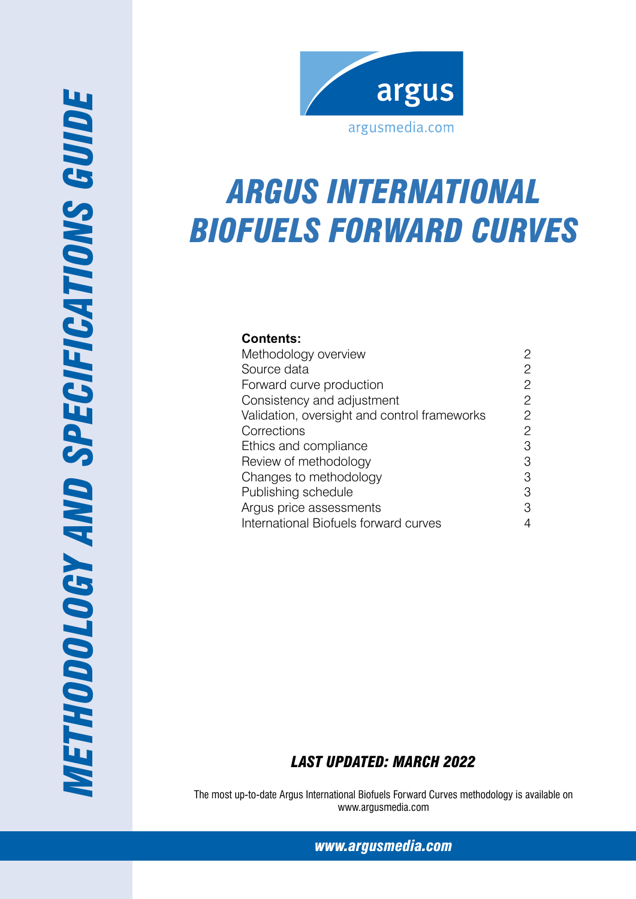# METHODOLOGY AND SPECIFICATIONS GUIDE

argus

argusmedia.com

# ARGUS INTERNATIONAL BIOFUELS FORWARD CURVES

**Contents:**

| | |
|---|---|
| Methodology overview | 2 |
| Source data | 2 |
| Forward curve production | 2 |
| Consistency and adjustment | 2 |
| Validation, oversight and control frameworks | 2 |
| Corrections | 2 |
| Ethics and compliance | 3 |
| Review of methodology | 3 |
| Changes to methodology | 3 |
| Publishing schedule | 3 |
| Argus price assessments | 3 |
| International Biofuels forward curves | 4 |

***LAST UPDATED: MARCH 2022***

The most up-to-date Argus International Biofuels Forward Curves methodology is available on www.argusmedia.com

***www.argusmedia.com***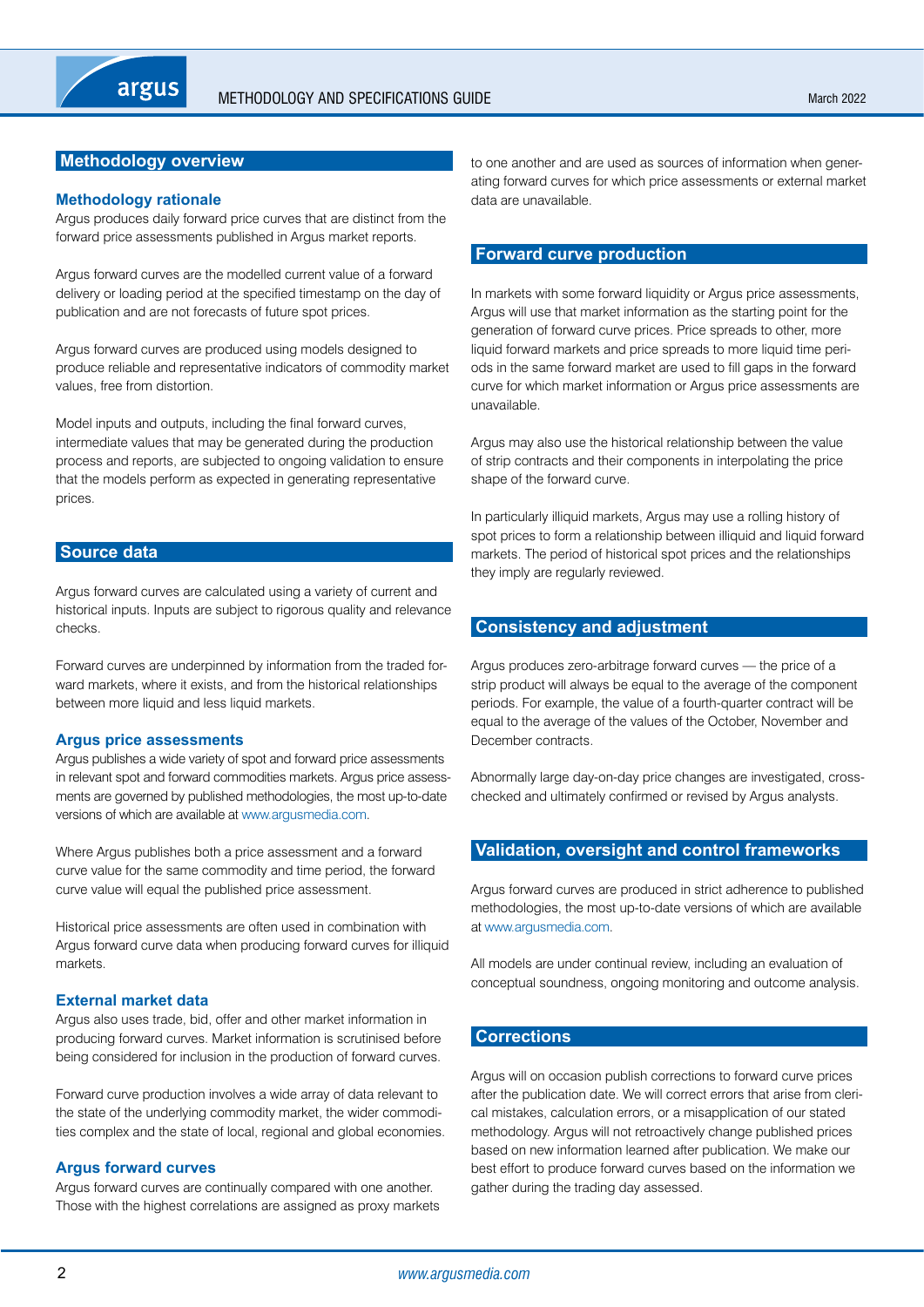## Methodology overview

### Methodology rationale

Argus produces daily forward price curves that are distinct from the forward price assessments published in Argus market reports.

Argus forward curves are the modelled current value of a forward delivery or loading period at the specified timestamp on the day of publication and are not forecasts of future spot prices.

Argus forward curves are produced using models designed to produce reliable and representative indicators of commodity market values, free from distortion.

Model inputs and outputs, including the final forward curves, intermediate values that may be generated during the production process and reports, are subjected to ongoing validation to ensure that the models perform as expected in generating representative prices.

## Source data

Argus forward curves are calculated using a variety of current and historical inputs. Inputs are subject to rigorous quality and relevance checks.

Forward curves are underpinned by information from the traded forward markets, where it exists, and from the historical relationships between more liquid and less liquid markets.

### Argus price assessments

Argus publishes a wide variety of spot and forward price assessments in relevant spot and forward commodities markets. Argus price assessments are governed by published methodologies, the most up-to-date versions of which are available at www.argusmedia.com.

Where Argus publishes both a price assessment and a forward curve value for the same commodity and time period, the forward curve value will equal the published price assessment.

Historical price assessments are often used in combination with Argus forward curve data when producing forward curves for illiquid markets.

### External market data

Argus also uses trade, bid, offer and other market information in producing forward curves. Market information is scrutinised before being considered for inclusion in the production of forward curves.

Forward curve production involves a wide array of data relevant to the state of the underlying commodity market, the wider commodities complex and the state of local, regional and global economies.

### Argus forward curves

Argus forward curves are continually compared with one another. Those with the highest correlations are assigned as proxy markets to one another and are used as sources of information when generating forward curves for which price assessments or external market data are unavailable.

## Forward curve production

In markets with some forward liquidity or Argus price assessments, Argus will use that market information as the starting point for the generation of forward curve prices. Price spreads to other, more liquid forward markets and price spreads to more liquid time periods in the same forward market are used to fill gaps in the forward curve for which market information or Argus price assessments are unavailable.

Argus may also use the historical relationship between the value of strip contracts and their components in interpolating the price shape of the forward curve.

In particularly illiquid markets, Argus may use a rolling history of spot prices to form a relationship between illiquid and liquid forward markets. The period of historical spot prices and the relationships they imply are regularly reviewed.

## Consistency and adjustment

Argus produces zero-arbitrage forward curves — the price of a strip product will always be equal to the average of the component periods. For example, the value of a fourth-quarter contract will be equal to the average of the values of the October, November and December contracts.

Abnormally large day-on-day price changes are investigated, cross-checked and ultimately confirmed or revised by Argus analysts.

## Validation, oversight and control frameworks

Argus forward curves are produced in strict adherence to published methodologies, the most up-to-date versions of which are available at www.argusmedia.com.

All models are under continual review, including an evaluation of conceptual soundness, ongoing monitoring and outcome analysis.

## Corrections

Argus will on occasion publish corrections to forward curve prices after the publication date. We will correct errors that arise from clerical mistakes, calculation errors, or a misapplication of our stated methodology. Argus will not retroactively change published prices based on new information learned after publication. We make our best effort to produce forward curves based on the information we gather during the trading day assessed.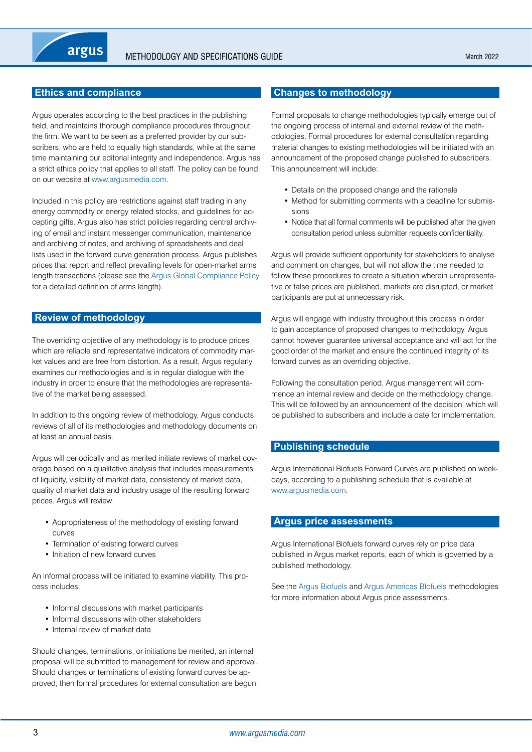## Ethics and compliance

Argus operates according to the best practices in the publishing field, and maintains thorough compliance procedures throughout the firm. We want to be seen as a preferred provider by our subscribers, who are held to equally high standards, while at the same time maintaining our editorial integrity and independence. Argus has a strict ethics policy that applies to all staff. The policy can be found on our website at www.argusmedia.com.

Included in this policy are restrictions against staff trading in any energy commodity or energy related stocks, and guidelines for accepting gifts. Argus also has strict policies regarding central archiving of email and instant messenger communication, maintenance and archiving of notes, and archiving of spreadsheets and deal lists used in the forward curve generation process. Argus publishes prices that report and reflect prevailing levels for open-market arms length transactions (please see the Argus Global Compliance Policy for a detailed definition of arms length).

## Review of methodology

The overriding objective of any methodology is to produce prices which are reliable and representative indicators of commodity market values and are free from distortion. As a result, Argus regularly examines our methodologies and is in regular dialogue with the industry in order to ensure that the methodologies are representative of the market being assessed.

In addition to this ongoing review of methodology, Argus conducts reviews of all of its methodologies and methodology documents on at least an annual basis.

Argus will periodically and as merited initiate reviews of market coverage based on a qualitative analysis that includes measurements of liquidity, visibility of market data, consistency of market data, quality of market data and industry usage of the resulting forward prices. Argus will review:

- Appropriateness of the methodology of existing forward curves
- Termination of existing forward curves
- Initiation of new forward curves

An informal process will be initiated to examine viability. This process includes:

- Informal discussions with market participants
- Informal discussions with other stakeholders
- Internal review of market data

Should changes, terminations, or initiations be merited, an internal proposal will be submitted to management for review and approval. Should changes or terminations of existing forward curves be approved, then formal procedures for external consultation are begun.

## Changes to methodology

Formal proposals to change methodologies typically emerge out of the ongoing process of internal and external review of the methodologies. Formal procedures for external consultation regarding material changes to existing methodologies will be initiated with an announcement of the proposed change published to subscribers. This announcement will include:

- Details on the proposed change and the rationale
- Method for submitting comments with a deadline for submissions
- Notice that all formal comments will be published after the given consultation period unless submitter requests confidentiality.

Argus will provide sufficient opportunity for stakeholders to analyse and comment on changes, but will not allow the time needed to follow these procedures to create a situation wherein unrepresentative or false prices are published, markets are disrupted, or market participants are put at unnecessary risk.

Argus will engage with industry throughout this process in order to gain acceptance of proposed changes to methodology. Argus cannot however guarantee universal acceptance and will act for the good order of the market and ensure the continued integrity of its forward curves as an overriding objective.

Following the consultation period, Argus management will commence an internal review and decide on the methodology change. This will be followed by an announcement of the decision, which will be published to subscribers and include a date for implementation.

## Publishing schedule

Argus International Biofuels Forward Curves are published on weekdays, according to a publishing schedule that is available at www.argusmedia.com.

## Argus price assessments

Argus International Biofuels forward curves rely on price data published in Argus market reports, each of which is governed by a published methodology.

See the Argus Biofuels and Argus Americas Blofuels methodologies for more information about Argus price assessments.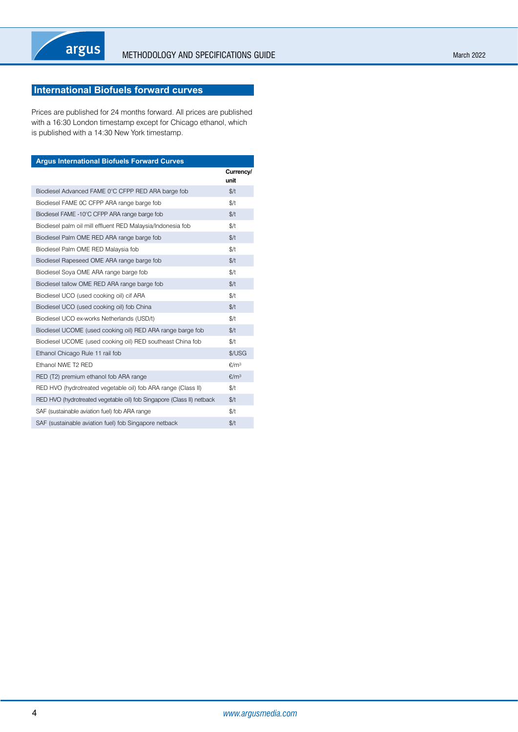## International Biofuels forward curves

Prices are published for 24 months forward. All prices are published with a 16:30 London timestamp except for Chicago ethanol, which is published with a 14:30 New York timestamp.

**Argus International Biofuels Forward Curves**

| | Currency/ unit |
|---|---|
| Biodiesel Advanced FAME 0°C CFPP RED ARA barge fob | $/t |
| Biodiesel FAME 0C CFPP ARA range barge fob | $/t |
| Biodiesel FAME -10°C CFPP ARA range barge fob | $/t |
| Biodiesel palm oil mill effluent RED Malaysia/Indonesia fob | $/t |
| Biodiesel Palm OME RED ARA range barge fob | $/t |
| Biodiesel Palm OME RED Malaysia fob | $/t |
| Biodiesel Rapeseed OME ARA range barge fob | $/t |
| Biodiesel Soya OME ARA range barge fob | $/t |
| Biodiesel tallow OME RED ARA range barge fob | $/t |
| Biodiesel UCO (used cooking oil) cif ARA | $/t |
| Biodiesel UCO (used cooking oil) fob China | $/t |
| Biodiesel UCO ex-works Netherlands (USD/t) | $/t |
| Biodiesel UCOME (used cooking oil) RED ARA range barge fob | $/t |
| Biodiesel UCOME (used cooking oil) RED southeast China fob | $/t |
| Ethanol Chicago Rule 11 rail fob | $/USG |
| Ethanol NWE T2 RED | €/m³ |
| RED (T2) premium ethanol fob ARA range | €/m³ |
| RED HVO (hydrotreated vegetable oil) fob ARA range (Class II) | $/t |
| RED HVO (hydrotreated vegetable oil) fob Singapore (Class II) netback | $/t |
| SAF (sustainable aviation fuel) fob ARA range | $/t |
| SAF (sustainable aviation fuel) fob Singapore netback | $/t |